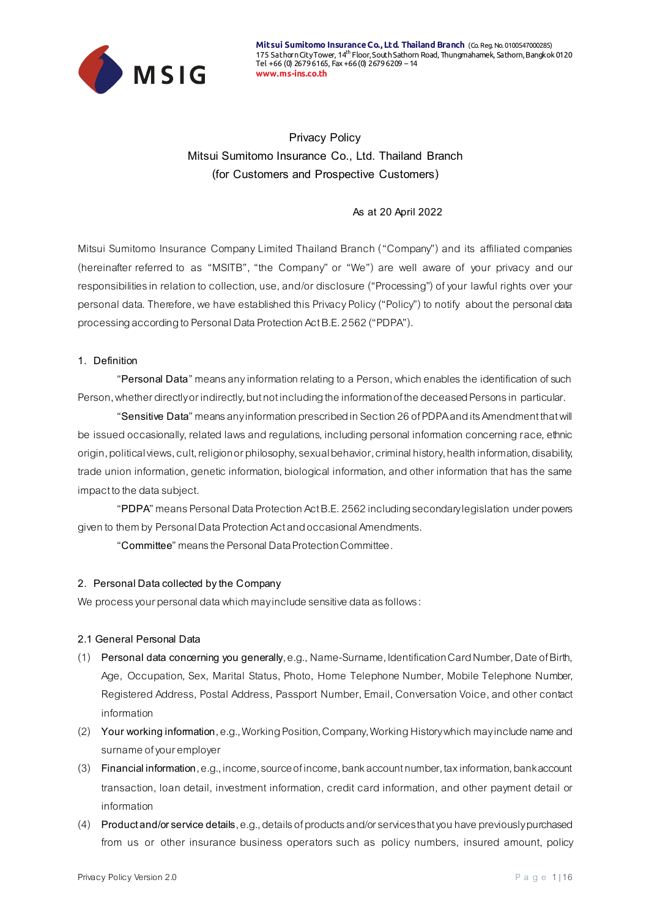**Mitsui Sumitomo Insurance Co., Ltd. Thailand Branch** (Co. Reg. No. 0100547000285)
175 Sathorn City Tower, 14th Floor, South Sathorn Road, Thungmahamek, Sathorn, Bangkok 0120
Tel +66 (0) 2679 6165, Fax +66 (0) 2679 6209 – 14
www.ms-ins.co.th

# Privacy Policy
# Mitsui Sumitomo Insurance Co., Ltd. Thailand Branch
# (for Customers and Prospective Customers)

As at 20 April 2022

Mitsui Sumitomo Insurance Company Limited Thailand Branch ("Company") and its affiliated companies (hereinafter referred to as "MSITB", "the Company" or "We") are well aware of your privacy and our responsibilities in relation to collection, use, and/or disclosure ("Processing") of your lawful rights over your personal data. Therefore, we have established this Privacy Policy ("Policy") to notify about the personal data processing according to Personal Data Protection Act B.E. 2562 ("PDPA").

## 1. Definition

"**Personal Data**" means any information relating to a Person, which enables the identification of such Person, whether directly or indirectly, but not including the information of the deceased Persons in particular.

"**Sensitive Data**" means any information prescribed in Section 26 of PDPA and its Amendment that will be issued occasionally, related laws and regulations, including personal information concerning race, ethnic origin, political views, cult, religion or philosophy, sexual behavior, criminal history, health information, disability, trade union information, genetic information, biological information, and other information that has the same impact to the data subject.

"**PDPA**" means Personal Data Protection Act B.E. 2562 including secondary legislation under powers given to them by Personal Data Protection Act and occasional Amendments.

"**Committee**" means the Personal Data Protection Committee.

## 2. Personal Data collected by the Company

We process your personal data which may include sensitive data as follows:

### 2.1 General Personal Data

(1) **Personal data concerning you generally**, e.g., Name-Surname, Identification Card Number, Date of Birth, Age, Occupation, Sex, Marital Status, Photo, Home Telephone Number, Mobile Telephone Number, Registered Address, Postal Address, Passport Number, Email, Conversation Voice, and other contact information

(2) **Your working information**, e.g., Working Position, Company, Working History which may include name and surname of your employer

(3) **Financial information**, e.g., income, source of income, bank account number, tax information, bank account transaction, loan detail, investment information, credit card information, and other payment detail or information

(4) **Product and/or service details**, e.g., details of products and/or services that you have previously purchased from us or other insurance business operators such as policy numbers, insured amount, policy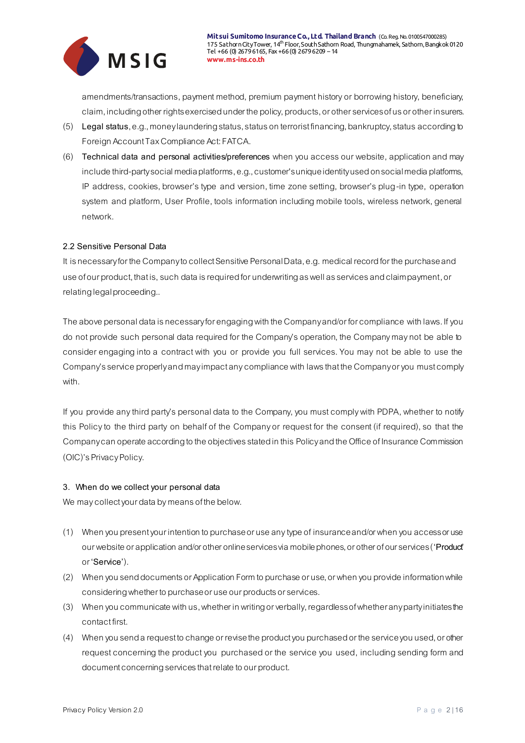amendments/transactions, payment method, premium payment history or borrowing history, beneficiary, claim, including other rights exercised under the policy, products, or other services of us or other insurers.

(5) Legal status, e.g., money laundering status, status on terrorist financing, bankruptcy, status according to Foreign Account Tax Compliance Act: FATCA.

(6) Technical data and personal activities/preferences when you access our website, application and may include third-party social media platforms, e.g., customer's unique identity used on social media platforms, IP address, cookies, browser's type and version, time zone setting, browser's plug-in type, operation system and platform, User Profile, tools information including mobile tools, wireless network, general network.

2.2 Sensitive Personal Data

It is necessary for the Company to collect Sensitive Personal Data, e.g. medical record for the purchase and use of our product, that is, such data is required for underwriting as well as services and claim payment, or relating legal proceeding..

The above personal data is necessary for engaging with the Company and/or for compliance with laws. If you do not provide such personal data required for the Company's operation, the Company may not be able to consider engaging into a contract with you or provide you full services. You may not be able to use the Company's service properly and may impact any compliance with laws that the Company or you must comply with.

If you provide any third party's personal data to the Company, you must comply with PDPA, whether to notify this Policy to the third party on behalf of the Company or request for the consent (if required), so that the Company can operate according to the objectives stated in this Policy and the Office of Insurance Commission (OIC)'s Privacy Policy.

## 3. When do we collect your personal data

We may collect your data by means of the below.

(1) When you present your intention to purchase or use any type of insurance and/or when you access or use our website or application and/or other online services via mobile phones, or other of our services ('Product' or 'Service').

(2) When you send documents or Application Form to purchase or use, or when you provide information while considering whether to purchase or use our products or services.

(3) When you communicate with us, whether in writing or verbally, regardless of whether any party initiates the contact first.

(4) When you send a request to change or revise the product you purchased or the service you used, or other request concerning the product you purchased or the service you used, including sending form and document concerning services that relate to our product.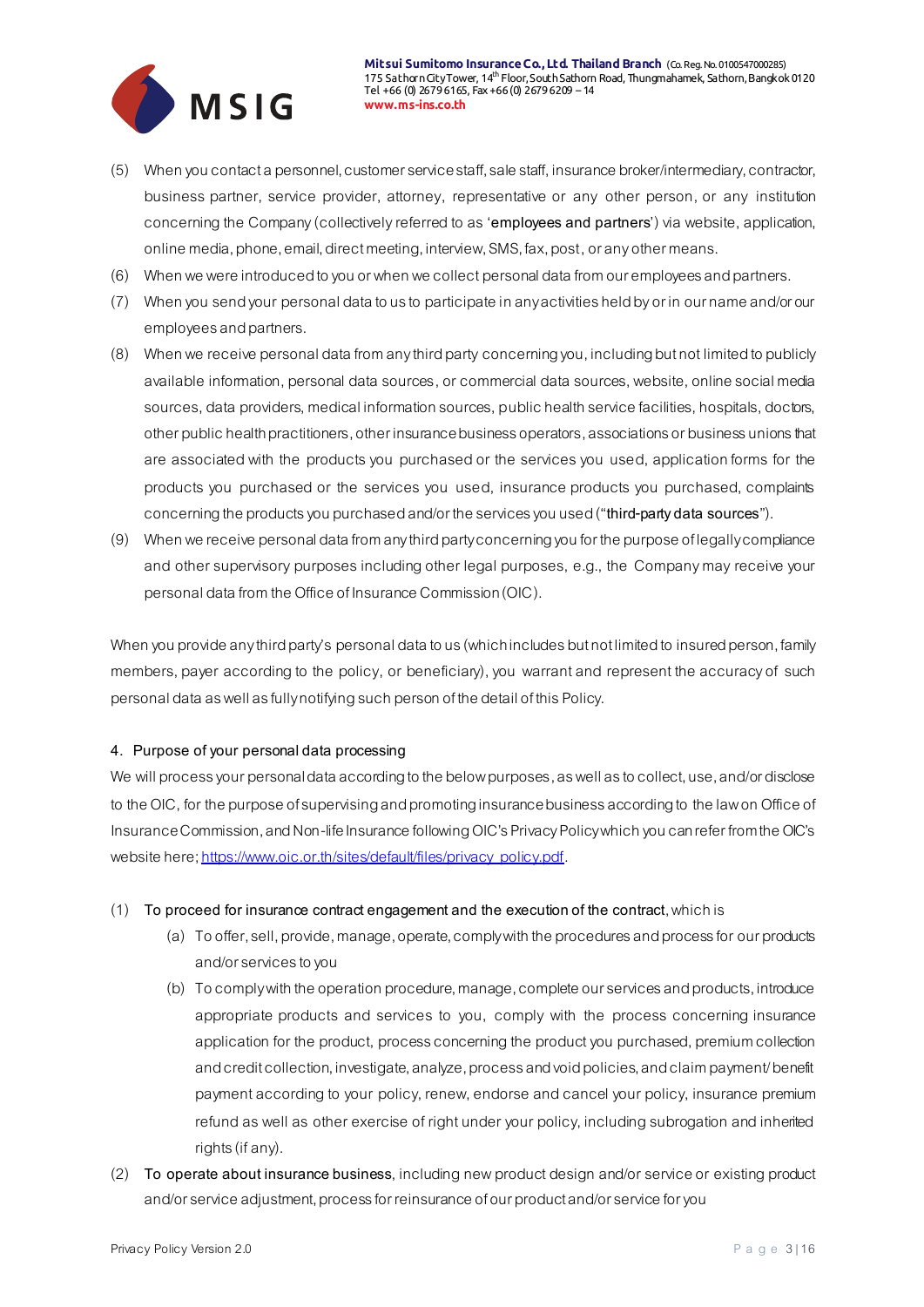(5) When you contact a personnel, customer service staff, sale staff, insurance broker/intermediary, contractor, business partner, service provider, attorney, representative or any other person, or any institution concerning the Company (collectively referred to as 'employees and partners') via website, application, online media, phone, email, direct meeting, interview, SMS, fax, post, or any other means.

(6) When we were introduced to you or when we collect personal data from our employees and partners.

(7) When you send your personal data to us to participate in any activities held by or in our name and/or our employees and partners.

(8) When we receive personal data from any third party concerning you, including but not limited to publicly available information, personal data sources, or commercial data sources, website, online social media sources, data providers, medical information sources, public health service facilities, hospitals, doctors, other public health practitioners, other insurance business operators, associations or business unions that are associated with the products you purchased or the services you used, application forms for the products you purchased or the services you used, insurance products you purchased, complaints concerning the products you purchased and/or the services you used ("third-party data sources").

(9) When we receive personal data from any third party concerning you for the purpose of legally compliance and other supervisory purposes including other legal purposes, e.g., the Company may receive your personal data from the Office of Insurance Commission (OIC).

When you provide any third party's personal data to us (which includes but not limited to insured person, family members, payer according to the policy, or beneficiary), you warrant and represent the accuracy of such personal data as well as fully notifying such person of the detail of this Policy.

## 4. Purpose of your personal data processing

We will process your personal data according to the below purposes, as well as to collect, use, and/or disclose to the OIC, for the purpose of supervising and promoting insurance business according to the law on Office of Insurance Commission, and Non-life Insurance following OIC's Privacy Policy which you can refer from the OIC's website here; https://www.oic.or.th/sites/default/files/privacy_policy.pdf.

(1) To proceed for insurance contract engagement and the execution of the contract, which is

  (a) To offer, sell, provide, manage, operate, comply with the procedures and process for our products and/or services to you

  (b) To comply with the operation procedure, manage, complete our services and products, introduce appropriate products and services to you, comply with the process concerning insurance application for the product, process concerning the product you purchased, premium collection and credit collection, investigate, analyze, process and void policies, and claim payment/ benefit payment according to your policy, renew, endorse and cancel your policy, insurance premium refund as well as other exercise of right under your policy, including subrogation and inherited rights (if any).

(2) To operate about insurance business, including new product design and/or service or existing product and/or service adjustment, process for reinsurance of our product and/or service for you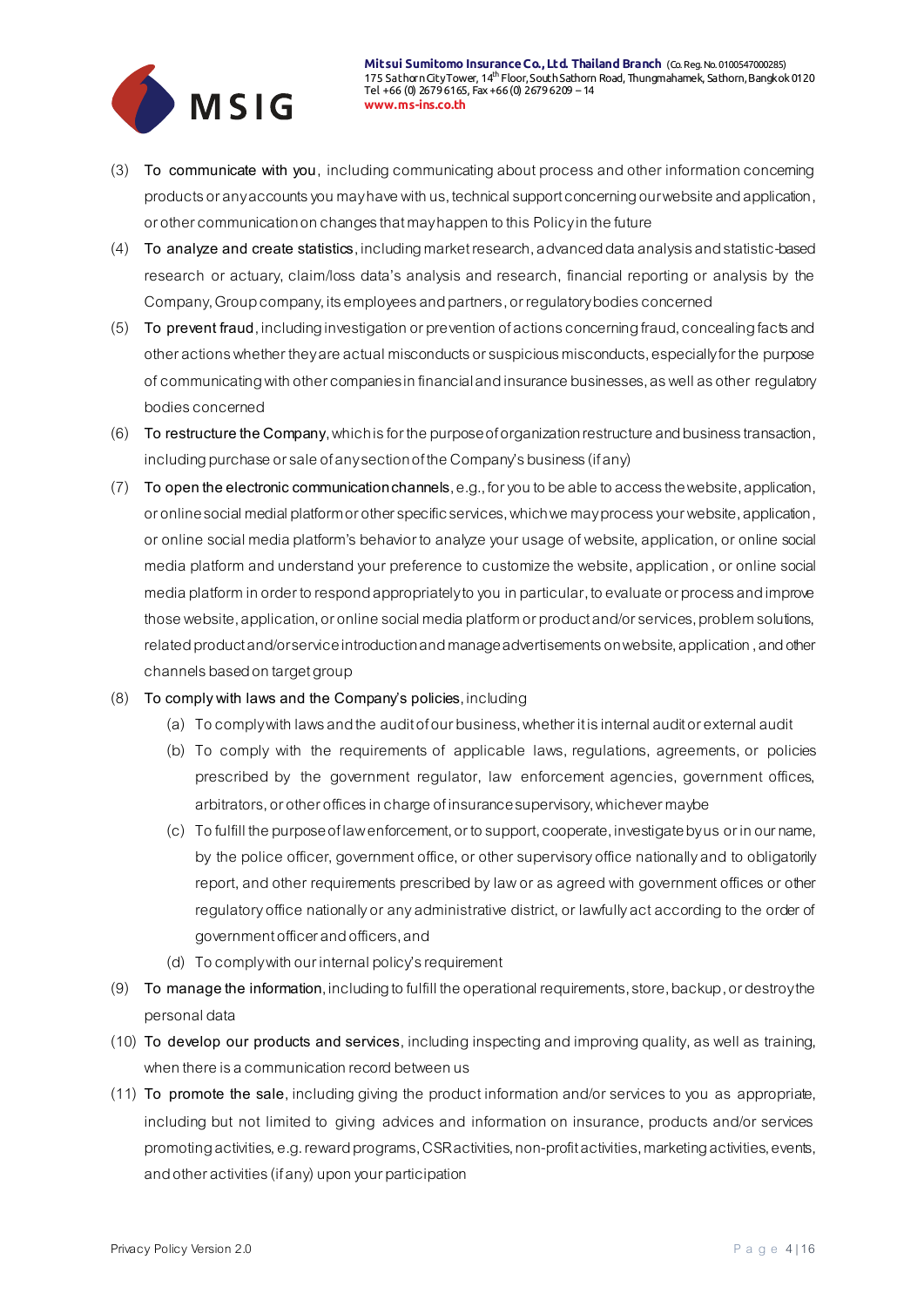(3) To communicate with you, including communicating about process and other information concerning products or any accounts you may have with us, technical support concerning our website and application, or other communication on changes that may happen to this Policy in the future

(4) To analyze and create statistics, including market research, advanced data analysis and statistic-based research or actuary, claim/loss data's analysis and research, financial reporting or analysis by the Company, Group company, its employees and partners, or regulatory bodies concerned

(5) To prevent fraud, including investigation or prevention of actions concerning fraud, concealing facts and other actions whether they are actual misconducts or suspicious misconducts, especially for the purpose of communicating with other companies in financial and insurance businesses, as well as other regulatory bodies concerned

(6) To restructure the Company, which is for the purpose of organization restructure and business transaction, including purchase or sale of any section of the Company's business (if any)

(7) To open the electronic communication channels, e.g., for you to be able to access the website, application, or online social medial platform or other specific services, which we may process your website, application, or online social media platform's behavior to analyze your usage of website, application, or online social media platform and understand your preference to customize the website, application, or online social media platform in order to respond appropriately to you in particular, to evaluate or process and improve those website, application, or online social media platform or product and/or services, problem solutions, related product and/or service introduction and manage advertisements on website, application, and other channels based on target group

(8) To comply with laws and the Company's policies, including

  (a) To comply with laws and the audit of our business, whether it is internal audit or external audit

  (b) To comply with the requirements of applicable laws, regulations, agreements, or policies prescribed by the government regulator, law enforcement agencies, government offices, arbitrators, or other offices in charge of insurance supervisory, whichever maybe

  (c) To fulfill the purpose of law enforcement, or to support, cooperate, investigate by us or in our name, by the police officer, government office, or other supervisory office nationally and to obligatorily report, and other requirements prescribed by law or as agreed with government offices or other regulatory office nationally or any administrative district, or lawfully act according to the order of government officer and officers, and

  (d) To comply with our internal policy's requirement

(9) To manage the information, including to fulfill the operational requirements, store, backup, or destroy the personal data

(10) To develop our products and services, including inspecting and improving quality, as well as training, when there is a communication record between us

(11) To promote the sale, including giving the product information and/or services to you as appropriate, including but not limited to giving advices and information on insurance, products and/or services promoting activities, e.g. reward programs, CSR activities, non-profit activities, marketing activities, events, and other activities (if any) upon your participation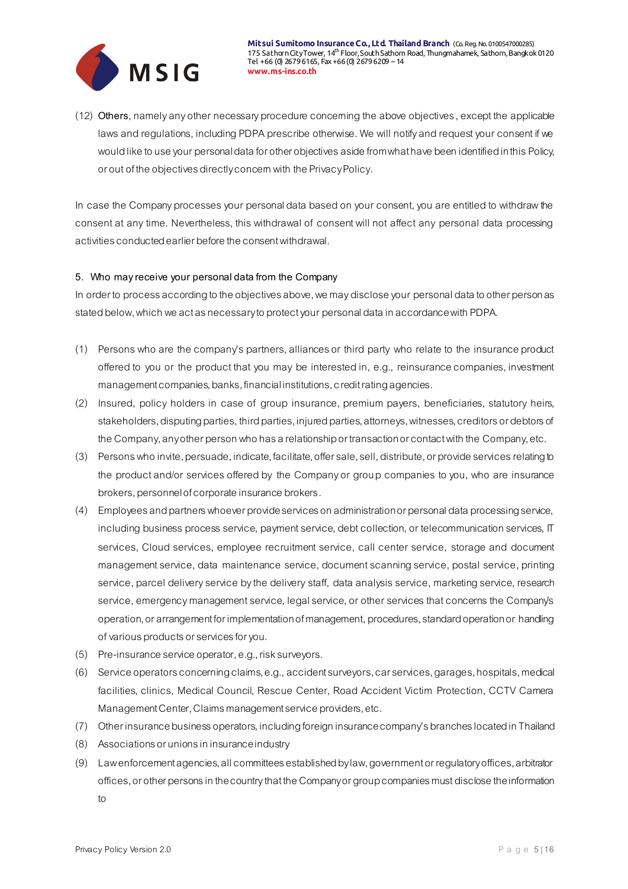(12) Others, namely any other necessary procedure concerning the above objectives, except the applicable laws and regulations, including PDPA prescribe otherwise. We will notify and request your consent if we would like to use your personal data for other objectives aside from what have been identified in this Policy, or out of the objectives directly concern with the Privacy Policy.

In case the Company processes your personal data based on your consent, you are entitled to withdraw the consent at any time. Nevertheless, this withdrawal of consent will not affect any personal data processing activities conducted earlier before the consent withdrawal.

## 5. Who may receive your personal data from the Company

In order to process according to the objectives above, we may disclose your personal data to other person as stated below, which we act as necessary to protect your personal data in accordance with PDPA.

(1) Persons who are the company's partners, alliances or third party who relate to the insurance product offered to you or the product that you may be interested in, e.g., reinsurance companies, investment management companies, banks, financial institutions, credit rating agencies.

(2) Insured, policy holders in case of group insurance, premium payers, beneficiaries, statutory heirs, stakeholders, disputing parties, third parties, injured parties, attorneys, witnesses, creditors or debtors of the Company, any other person who has a relationship or transaction or contact with the Company, etc.

(3) Persons who invite, persuade, indicate, facilitate, offer sale, sell, distribute, or provide services relating to the product and/or services offered by the Company or group companies to you, who are insurance brokers, personnel of corporate insurance brokers.

(4) Employees and partners whoever provide services on administration or personal data processing service, including business process service, payment service, debt collection, or telecommunication services, IT services, Cloud services, employee recruitment service, call center service, storage and document management service, data maintenance service, document scanning service, postal service, printing service, parcel delivery service by the delivery staff, data analysis service, marketing service, research service, emergency management service, legal service, or other services that concerns the Company's operation, or arrangement for implementation of management, procedures, standard operation or handling of various products or services for you.

(5) Pre-insurance service operator, e.g., risk surveyors.

(6) Service operators concerning claims, e.g., accident surveyors, car services, garages, hospitals, medical facilities, clinics, Medical Council, Rescue Center, Road Accident Victim Protection, CCTV Camera Management Center, Claims management service providers, etc.

(7) Other insurance business operators, including foreign insurance company's branches located in Thailand

(8) Associations or unions in insurance industry

(9) Law enforcement agencies, all committees established by law, government or regulatory offices, arbitrator offices, or other persons in the country that the Company or group companies must disclose the information to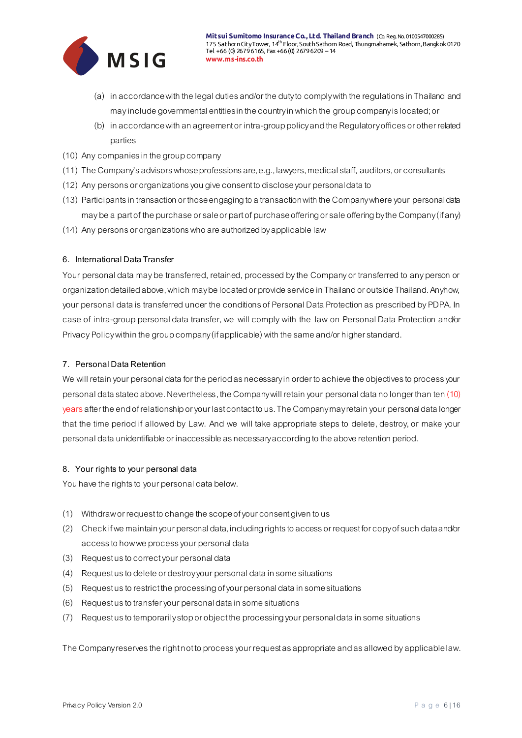(a) in accordance with the legal duties and/or the duty to comply with the regulations in Thailand and may include governmental entities in the country in which the group company is located; or

(b) in accordance with an agreement or intra-group policy and the Regulatory offices or other related parties

(10) Any companies in the group company

(11) The Company's advisors whose professions are, e.g., lawyers, medical staff, auditors, or consultants

(12) Any persons or organizations you give consent to disclose your personal data to

(13) Participants in transaction or those engaging to a transaction with the Company where your personal data may be a part of the purchase or sale or part of purchase offering or sale offering by the Company (if any)

(14) Any persons or organizations who are authorized by applicable law

### 6. International Data Transfer

Your personal data may be transferred, retained, processed by the Company or transferred to any person or organization detailed above, which may be located or provide service in Thailand or outside Thailand. Anyhow, your personal data is transferred under the conditions of Personal Data Protection as prescribed by PDPA. In case of intra-group personal data transfer, we will comply with the law on Personal Data Protection and/or Privacy Policy within the group company (if applicable) with the same and/or higher standard.

### 7. Personal Data Retention

We will retain your personal data for the period as necessary in order to achieve the objectives to process your personal data stated above. Nevertheless, the Company will retain your personal data no longer than ten (10) years after the end of relationship or your last contact to us. The Company may retain your personal data longer that the time period if allowed by Law. And we will take appropriate steps to delete, destroy, or make your personal data unidentifiable or inaccessible as necessary according to the above retention period.

### 8. Your rights to your personal data

You have the rights to your personal data below.

(1) Withdraw or request to change the scope of your consent given to us

(2) Check if we maintain your personal data, including rights to access or request for copy of such data and/or access to how we process your personal data

(3) Request us to correct your personal data

(4) Request us to delete or destroy your personal data in some situations

(5) Request us to restrict the processing of your personal data in some situations

(6) Request us to transfer your personal data in some situations

(7) Request us to temporarily stop or object the processing your personal data in some situations

The Company reserves the right not to process your request as appropriate and as allowed by applicable law.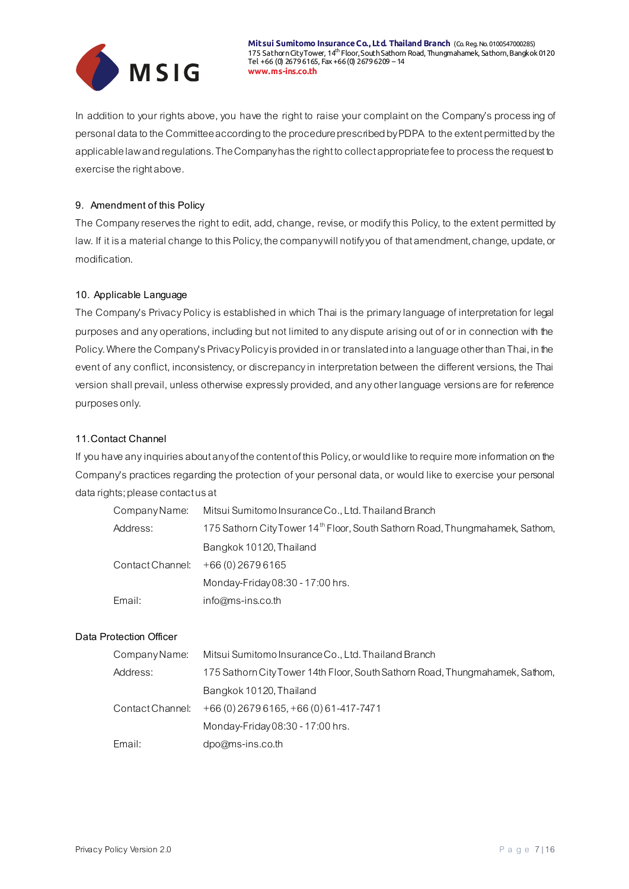In addition to your rights above, you have the right to raise your complaint on the Company's processing of personal data to the Committee according to the procedure prescribed by PDPA to the extent permitted by the applicable law and regulations. The Company has the right to collect appropriate fee to process the request to exercise the right above.

## 9. Amendment of this Policy

The Company reserves the right to edit, add, change, revise, or modify this Policy, to the extent permitted by law. If it is a material change to this Policy, the company will notify you of that amendment, change, update, or modification.

## 10. Applicable Language

The Company's Privacy Policy is established in which Thai is the primary language of interpretation for legal purposes and any operations, including but not limited to any dispute arising out of or in connection with the Policy. Where the Company's Privacy Policy is provided in or translated into a language other than Thai, in the event of any conflict, inconsistency, or discrepancy in interpretation between the different versions, the Thai version shall prevail, unless otherwise expressly provided, and any other language versions are for reference purposes only.

## 11. Contact Channel

If you have any inquiries about any of the content of this Policy, or would like to require more information on the Company's practices regarding the protection of your personal data, or would like to exercise your personal data rights; please contact us at

| | |
|---|---|
| Company Name: | Mitsui Sumitomo Insurance Co., Ltd. Thailand Branch |
| Address: | 175 Sathorn City Tower 14th Floor, South Sathorn Road, Thungmahamek, Sathorn, Bangkok 10120, Thailand |
| Contact Channel: | +66 (0) 2679 6165 Monday-Friday 08:30 - 17:00 hrs. |
| Email: | info@ms-ins.co.th |

### Data Protection Officer

| | |
|---|---|
| Company Name: | Mitsui Sumitomo Insurance Co., Ltd. Thailand Branch |
| Address: | 175 Sathorn City Tower 14th Floor, South Sathorn Road, Thungmahamek, Sathorn, Bangkok 10120, Thailand |
| Contact Channel: | +66 (0) 2679 6165, +66 (0) 61-417-7471 Monday-Friday 08:30 - 17:00 hrs. |
| Email: | dpo@ms-ins.co.th |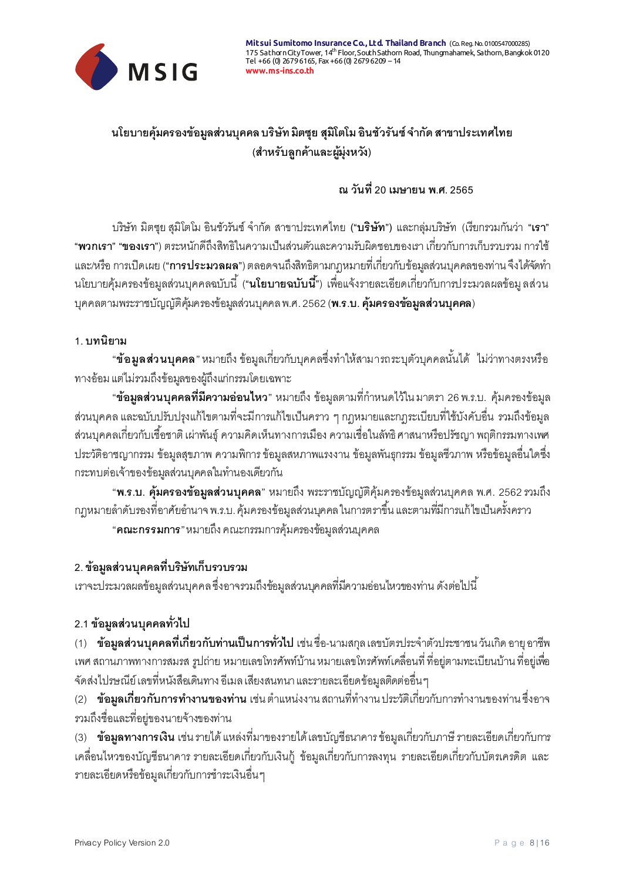# นโยบายคุ้มครองข้อมูลส่วนบุคคล บริษัท มิตซุย สุมิโตโม อินชัวรันซ์ จำกัด สาขาประเทศไทย (สำหรับลูกค้าและผู้มุ่งหวัง)

**ณ วันที่ 20 เมษายน พ.ศ. 2565**

บริษัท มิตซุย สุมิโตโม อินชัวรันซ์ จำกัด สาขาประเทศไทย (**"บริษัท"**) และกลุ่มบริษัท (เรียกรวมกันว่า **"เรา"** **"พวกเรา"** **"ของเรา"**) ตระหนักดีถึงสิทธิในความเป็นส่วนตัวและความรับผิดชอบของเรา เกี่ยวกับการเก็บรวบรวม การใช้ และ/หรือ การเปิดเผย (**"การประมวลผล"**) ตลอดจนถึงสิทธิตามกฎหมายที่เกี่ยวกับข้อมูลส่วนบุคคลของท่าน จึงได้จัดทำนโยบายคุ้มครองข้อมูลส่วนบุคคลฉบับนี้ (**"นโยบายฉบับนี้"**) เพื่อแจ้งรายละเอียดเกี่ยวกับการประมวลผลข้อมูลส่วนบุคคลตามพระราชบัญญัติคุ้มครองข้อมูลส่วนบุคคล พ.ศ. 2562 (**พ.ร.บ. คุ้มครองข้อมูลส่วนบุคคล**)

## 1. บทนิยาม

"**ข้อมูลส่วนบุคคล**" หมายถึง ข้อมูลเกี่ยวกับบุคคลซึ่งทำให้สามารถระบุตัวบุคคลนั้นได้ ไม่ว่าทางตรงหรือทางอ้อม แต่ไม่รวมถึงข้อมูลของผู้ถึงแก่กรรมโดยเฉพาะ

"**ข้อมูลส่วนบุคคลที่มีความอ่อนไหว**" หมายถึง ข้อมูลตามที่กำหนดไว้ในมาตรา 26 พ.ร.บ. คุ้มครองข้อมูลส่วนบุคคล และฉบับปรับปรุงแก้ไขตามที่จะมีการแก้ไขเป็นคราว ๆ กฎหมายและกฎระเบียบที่ใช้บังคับอื่น รวมถึงข้อมูลส่วนบุคคลเกี่ยวกับเชื้อชาติ เผ่าพันธุ์ ความคิดเห็นทางการเมือง ความเชื่อในลัทธิ ศาสนาหรือปรัชญา พฤติกรรมทางเพศ ประวัติอาชญากรรม ข้อมูลสุขภาพ ความพิการ ข้อมูลสหภาพแรงงาน ข้อมูลพันธุกรรม ข้อมูลชีวภาพ หรือข้อมูลอื่นใดซึ่งกระทบต่อเจ้าของข้อมูลส่วนบุคคลในทำนองเดียวกัน

"**พ.ร.บ. คุ้มครองข้อมูลส่วนบุคคล**" หมายถึง พระราชบัญญัติคุ้มครองข้อมูลส่วนบุคคล พ.ศ. 2562 รวมถึงกฎหมายลำดับรองที่อาศัยอำนาจ พ.ร.บ. คุ้มครองข้อมูลส่วนบุคคล ในการตราขึ้น และตามที่มีการแก้ไขเป็นครั้งคราว

"**คณะกรรมการ**" หมายถึง คณะกรรมการคุ้มครองข้อมูลส่วนบุคคล

## 2. ข้อมูลส่วนบุคคลที่บริษัทเก็บรวบรวม

เราจะประมวลผลข้อมูลส่วนบุคคล ซึ่งอาจรวมถึงข้อมูลส่วนบุคคลที่มีความอ่อนไหวของท่าน ดังต่อไปนี้

### 2.1 ข้อมูลส่วนบุคคลทั่วไป

(1) **ข้อมูลส่วนบุคคลที่เกี่ยวกับท่านเป็นการทั่วไป** เช่น ชื่อ-นามสกุล เลขบัตรประจำตัวประชาชน วันเกิด อายุ อาชีพ เพศ สถานภาพทางการสมรส รูปถ่าย หมายเลขโทรศัพท์บ้าน หมายเลขโทรศัพท์เคลื่อนที่ ที่อยู่ตามทะเบียนบ้าน ที่อยู่เพื่อจัดส่งไปรษณีย์ เลขที่หนังสือเดินทาง อีเมล เสียงสนทนา และรายละเอียดข้อมูลติดต่ออื่นๆ

(2) **ข้อมูลเกี่ยวกับการทำงานของท่าน** เช่น ตำแหน่งงาน สถานที่ทำงาน ประวัติเกี่ยวกับการทำงานของท่าน ซึ่งอาจรวมถึงชื่อและที่อยู่ของนายจ้างของท่าน

(3) **ข้อมูลทางการเงิน** เช่น รายได้ แหล่งที่มาของรายได้ เลขบัญชีธนาคาร ข้อมูลเกี่ยวกับภาษี รายละเอียดเกี่ยวกับการเคลื่อนไหวของบัญชีธนาคาร รายละเอียดเกี่ยวกับเงินกู้ ข้อมูลเกี่ยวกับการลงทุน รายละเอียดเกี่ยวกับบัตรเครดิต และรายละเอียดหรือข้อมูลเกี่ยวกับการชำระเงินอื่นๆ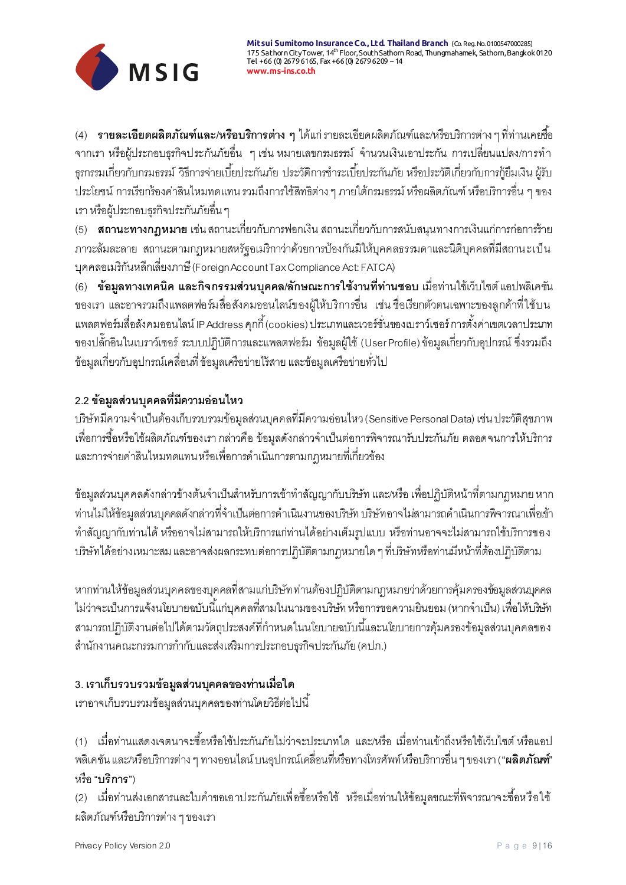(4) **รายละเอียดผลิตภัณฑ์และ/หรือบริการต่าง ๆ** ได้แก่ รายละเอียดผลิตภัณฑ์และ/หรือบริการต่าง ๆ ที่ท่านเคยซื้อจากเรา หรือผู้ประกอบธุรกิจประกันภัยอื่น ๆ เช่น หมายเลขกรมธรรม์ จำนวนเงินเอาประกัน การเปลี่ยนแปลง/การทำธุรกรรมเกี่ยวกับกรมธรรม์ วิธีการจ่ายเบี้ยประกันภัย ประวัติการชำระเบี้ยประกันภัย หรือประวัติเกี่ยวกับการกู้ยืมเงิน ผู้รับประโยชน์ การเรียกร้องค่าสินไหมทดแทน รวมถึงการใช้สิทธิต่าง ๆ ภายใต้กรมธรรม์ หรือผลิตภัณฑ์ หรือบริการอื่น ๆ ของเรา หรือผู้ประกอบธุรกิจประกันภัยอื่น ๆ

(5) **สถานะทางกฎหมาย** เช่น สถานะเกี่ยวกับการฟอกเงิน สถานะเกี่ยวกับการสนับสนุนทางการเงินแก่การก่อการร้าย ภาวะล้มละลาย สถานะตามกฎหมายสหรัฐอเมริกาว่าด้วยการป้องกันมิให้บุคคลธรรมดาและนิติบุคคลที่มีสถานะเป็นบุคคลอเมริกันหลีกเลี่ยงภาษี (Foreign Account Tax Compliance Act: FATCA)

(6) **ข้อมูลทางเทคนิค และกิจกรรมส่วนบุคคล/ลักษณะการใช้งานที่ท่านชอบ** เมื่อท่านใช้เว็บไซต์ แอปพลิเคชันของเรา และอาจรวมถึงแพลตฟอร์มสื่อสังคมออนไลน์ของผู้ให้บริการอื่น เช่น ชื่อเรียกตัวตนเฉพาะของลูกค้าที่ใช้บนแพลตฟอร์มสื่อสังคมออนไลน์ IP Address คุกกี้ (cookies) ประเภทและเวอร์ชั่นของเบราว์เซอร์ การตั้งค่าเขตเวลาประเภทของปลั๊กอินในเบราว์เซอร์ ระบบปฏิบัติการและแพลตฟอร์ม ข้อมูลผู้ใช้ (User Profile) ข้อมูลเกี่ยวกับอุปกรณ์ ซึ่งรวมถึงข้อมูลเกี่ยวกับอุปกรณ์เคลื่อนที่ ข้อมูลเครือข่ายไร้สาย และข้อมูลเครือข่ายทั่วไป

## 2.2 ข้อมูลส่วนบุคคลที่มีความอ่อนไหว

บริษัทมีความจำเป็นต้องเก็บรวบรวมข้อมูลส่วนบุคคลที่มีความอ่อนไหว (Sensitive Personal Data) เช่น ประวัติสุขภาพ เพื่อการซื้อหรือใช้ผลิตภัณฑ์ของเรา กล่าวคือ ข้อมูลดังกล่าวจำเป็นต่อการพิจารณารับประกันภัย ตลอดจนการให้บริการและการจ่ายค่าสินไหมทดแทนหรือเพื่อการดำเนินการตามกฎหมายที่เกี่ยวข้อง

ข้อมูลส่วนบุคคลดังกล่าวข้างต้นจำเป็นสำหรับการเข้าทำสัญญากับบริษัท และ/หรือ เพื่อปฏิบัติหน้าที่ตามกฎหมาย หากท่านไม่ให้ข้อมูลส่วนบุคคลดังกล่าวที่จำเป็นต่อการดำเนินงานของบริษัท บริษัทอาจไม่สามารถดำเนินการพิจารณาเพื่อเข้าทำสัญญากับท่านได้ หรืออาจไม่สามารถให้บริการแก่ท่านได้อย่างเต็มรูปแบบ หรือท่านอาจจะไม่สามารถใช้บริการของบริษัทได้อย่างเหมาะสม และอาจส่งผลกระทบต่อการปฏิบัติตามกฎหมายใด ๆ ที่บริษัทหรือท่านมีหน้าที่ต้องปฏิบัติตาม

หากท่านให้ข้อมูลส่วนบุคคลของบุคคลที่สามแก่บริษัท ท่านต้องปฏิบัติตามกฎหมายว่าด้วยการคุ้มครองข้อมูลส่วนบุคคล ไม่ว่าจะเป็นการแจ้งนโยบายฉบับนี้แก่บุคคลที่สามในนามของบริษัท หรือการขอความยินยอม (หากจำเป็น) เพื่อให้บริษัทสามารถปฏิบัติงานต่อไปได้ตามวัตถุประสงค์ที่กำหนดในนโยบายฉบับนี้และนโยบายการคุ้มครองข้อมูลส่วนบุคคลของสำนักงานคณะกรรมการกำกับและส่งเสริมการประกอบธุรกิจประกันภัย (คปภ.)

## 3. เราเก็บรวบรวมข้อมูลส่วนบุคคลของท่านเมื่อใด

เราอาจเก็บรวบรวมข้อมูลส่วนบุคคลของท่านโดยวิธีต่อไปนี้

(1) เมื่อท่านแสดงเจตนาจะซื้อหรือใช้ประกันภัยไม่ว่าจะประเภทใด และ/หรือ เมื่อท่านเข้าถึงหรือใช้เว็บไซต์ หรือแอปพลิเคชัน และ/หรือบริการต่าง ๆ ทางออนไลน์ บนอุปกรณ์เคลื่อนที่หรือทางโทรศัพท์ หรือบริการอื่น ๆ ของเรา ("**ผลิตภัณฑ์**" หรือ "**บริการ**")

(2) เมื่อท่านส่งเอกสารและใบคำขอเอาประกันภัยเพื่อซื้อหรือใช้ หรือเมื่อท่านให้ข้อมูลขณะที่พิจารณาจะซื้อหรือใช้ผลิตภัณฑ์หรือบริการต่าง ๆ ของเรา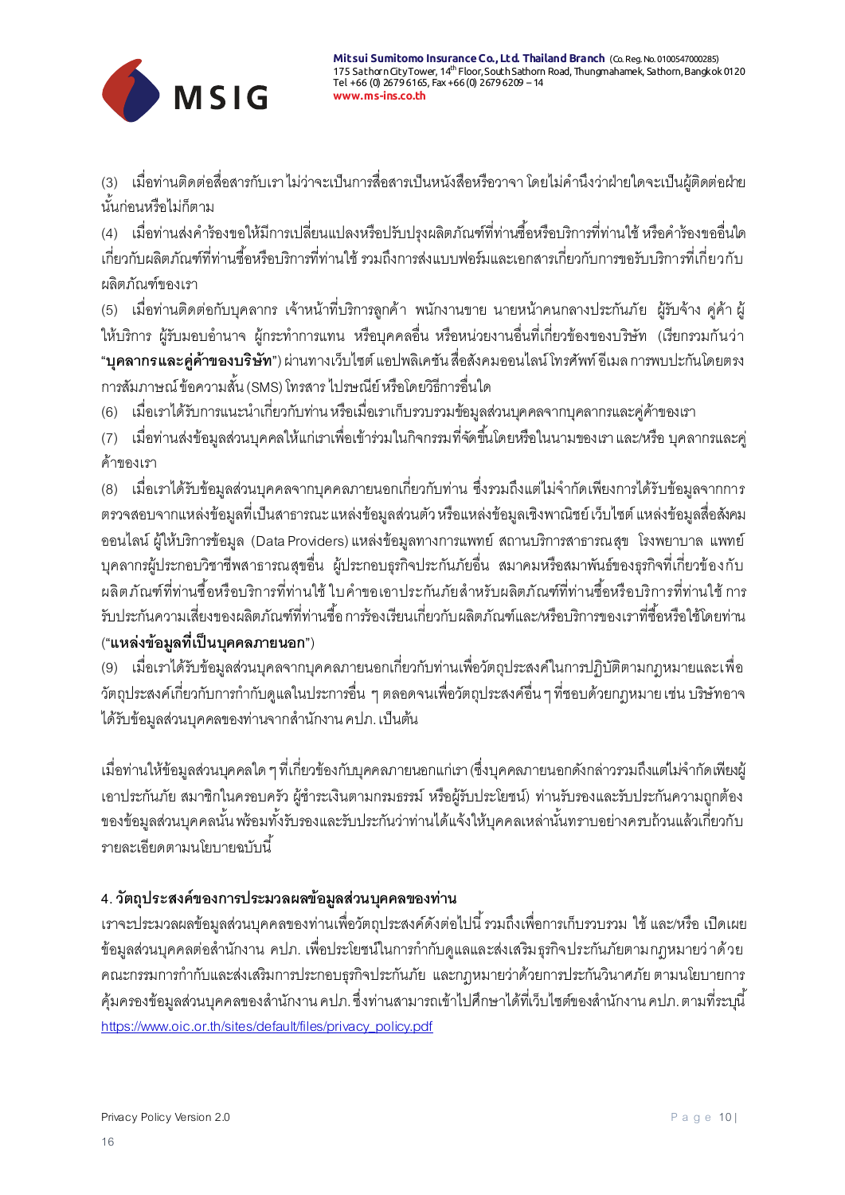(3) เมื่อท่านติดต่อสื่อสารกับเรา ไม่ว่าจะเป็นการสื่อสารเป็นหนังสือหรือวาจา โดยไม่คำนึงว่าฝ่ายใดจะเป็นผู้ติดต่อฝ่ายนั้นก่อนหรือไม่ก็ตาม

(4) เมื่อท่านส่งคำร้องขอให้มีการเปลี่ยนแปลงหรือปรับปรุงผลิตภัณฑ์ที่ท่านซื้อหรือบริการที่ท่านใช้ หรือคำร้องขออื่นใดเกี่ยวกับผลิตภัณฑ์ที่ท่านซื้อหรือบริการที่ท่านใช้ รวมถึงการส่งแบบฟอร์มและเอกสารเกี่ยวกับการขอรับบริการที่เกี่ยวกับผลิตภัณฑ์ของเรา

(5) เมื่อท่านติดต่อกับบุคลากร เจ้าหน้าที่บริการลูกค้า พนักงานขาย นายหน้าคนกลางประกันภัย ผู้รับจ้าง คู่ค้า ผู้ให้บริการ ผู้รับมอบอำนาจ ผู้กระทำการแทน หรือบุคคลอื่น หรือหน่วยงานอื่นที่เกี่ยวข้องของบริษัท (เรียกรวมกันว่า "**บุคลากรและคู่ค้าของบริษัท**") ผ่านทางเว็บไซต์ แอปพลิเคชัน สื่อสังคมออนไลน์ โทรศัพท์ อีเมล การพบปะกันโดยตรง การสัมภาษณ์ ข้อความสั้น (SMS) โทรสาร ไปรษณีย์ หรือโดยวิธีการอื่นใด

(6) เมื่อเราได้รับการแนะนำเกี่ยวกับท่าน หรือเมื่อเราเก็บรวบรวมข้อมูลส่วนบุคคลจากบุคลากรและคู่ค้าของเรา

(7) เมื่อท่านส่งข้อมูลส่วนบุคคลให้แก่เราเพื่อเข้าร่วมในกิจกรรมที่จัดขึ้นโดยหรือในนามของเรา และ/หรือ บุคลากรและคู่ค้าของเรา

(8) เมื่อเราได้รับข้อมูลส่วนบุคคลจากบุคคลภายนอกเกี่ยวกับท่าน ซึ่งรวมถึงแต่ไม่จำกัดเพียงการได้รับข้อมูลจากการตรวจสอบจากแหล่งข้อมูลที่เป็นสาธารณะ แหล่งข้อมูลส่วนตัว หรือแหล่งข้อมูลเชิงพาณิชย์ เว็บไซต์ แหล่งข้อมูลสื่อสังคมออนไลน์ ผู้ให้บริการข้อมูล (Data Providers) แหล่งข้อมูลทางการแพทย์ สถานบริการสาธารณสุข โรงพยาบาล แพทย์ บุคลากรผู้ประกอบวิชาชีพสาธารณสุขอื่น ผู้ประกอบธุรกิจประกันภัยอื่น สมาคมหรือสมาพันธ์ของธุรกิจที่เกี่ยวข้องกับผลิตภัณฑ์ที่ท่านซื้อหรือบริการที่ท่านใช้ ใบคำขอเอาประกันภัยสำหรับผลิตภัณฑ์ที่ท่านซื้อหรือบริการที่ท่านใช้ การรับประกันความเสี่ยงของผลิตภัณฑ์ที่ท่านซื้อ การร้องเรียนเกี่ยวกับผลิตภัณฑ์และ/หรือบริการของเราที่ซื้อหรือใช้โดยท่าน ("**แหล่งข้อมูลที่เป็นบุคคลภายนอก**")

(9) เมื่อเราได้รับข้อมูลส่วนบุคคลจากบุคคลภายนอกเกี่ยวกับท่านเพื่อวัตถุประสงค์ในการปฏิบัติตามกฎหมายและเพื่อวัตถุประสงค์เกี่ยวกับการกำกับดูแลในประการอื่น ๆ ตลอดจนเพื่อวัตถุประสงค์อื่น ๆ ที่ชอบด้วยกฎหมาย เช่น บริษัทอาจได้รับข้อมูลส่วนบุคคลของท่านจากสำนักงาน คปภ. เป็นต้น

เมื่อท่านให้ข้อมูลส่วนบุคคลใด ๆ ที่เกี่ยวข้องกับบุคคลภายนอกแก่เรา (ซึ่งบุคคลภายนอกดังกล่าวรวมถึงแต่ไม่จำกัดเพียงผู้เอาประกันภัย สมาชิกในครอบครัว ผู้ชำระเงินตามกรมธรรม์ หรือผู้รับประโยชน์) ท่านรับรองและรับประกันความถูกต้องของข้อมูลส่วนบุคคลนั้น พร้อมทั้งรับรองและรับประกันว่าท่านได้แจ้งให้บุคคลเหล่านั้นทราบอย่างครบถ้วนแล้วเกี่ยวกับรายละเอียดตามนโยบายฉบับนี้

## 4. วัตถุประสงค์ของการประมวลผลข้อมูลส่วนบุคคลของท่าน

เราจะประมวลผลข้อมูลส่วนบุคคลของท่านเพื่อวัตถุประสงค์ดังต่อไปนี้ รวมถึงเพื่อการเก็บรวบรวม ใช้ และ/หรือ เปิดเผยข้อมูลส่วนบุคคลต่อสำนักงาน คปภ. เพื่อประโยชน์ในการกำกับดูแลและส่งเสริมธุรกิจประกันภัยตามกฎหมายว่าด้วยคณะกรรมการกำกับและส่งเสริมการประกอบธุรกิจประกันภัย และกฎหมายว่าด้วยการประกันวินาศภัย ตามนโยบายการคุ้มครองข้อมูลส่วนบุคคลของสำนักงาน คปภ. ซึ่งท่านสามารถเข้าไปศึกษาได้ที่เว็บไซต์ของสำนักงาน คปภ. ตามที่ระบุนี้ https://www.oic.or.th/sites/default/files/privacy_policy.pdf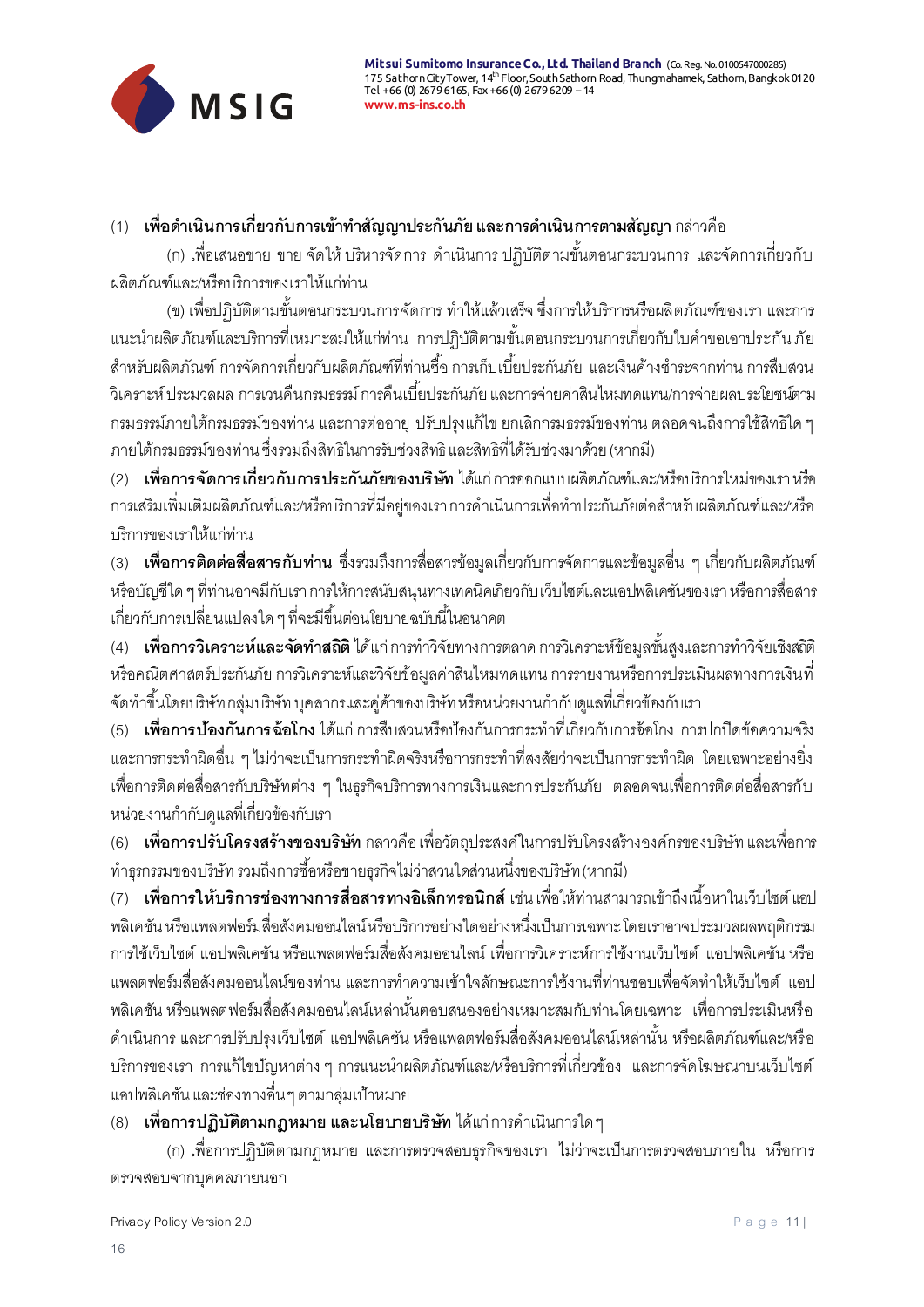(1) **เพื่อดำเนินการเกี่ยวกับการเข้าทำสัญญาประกันภัย และการดำเนินการตามสัญญา** กล่าวคือ

(ก) เพื่อเสนอขาย ขาย จัดให้ บริหารจัดการ ดำเนินการ ปฏิบัติตามขั้นตอนกระบวนการ และจัดการเกี่ยวกับผลิตภัณฑ์และ/หรือบริการของเราให้แก่ท่าน

(ข) เพื่อปฏิบัติตามขั้นตอนกระบวนการ จัดการ ทำให้แล้วเสร็จ ซึ่งการให้บริการหรือผลิตภัณฑ์ของเรา และการแนะนำผลิตภัณฑ์และบริการที่เหมาะสมให้แก่ท่าน การปฏิบัติตามขั้นตอนกระบวนการเกี่ยวกับใบคำขอเอาประกันภัยสำหรับผลิตภัณฑ์ การจัดการเกี่ยวกับผลิตภัณฑ์ที่ท่านซื้อ การเก็บเบี้ยประกันภัย และเงินค้างชำระจากท่าน การสืบสวน วิเคราะห์ ประมวลผล การเวนคืนกรมธรรม์ การคืนเบี้ยประกันภัย และการจ่ายค่าสินไหมทดแทน/การจ่ายผลประโยชน์ตามกรมธรรม์ภายใต้กรมธรรม์ของท่าน และการต่ออายุ ปรับปรุงแก้ไข ยกเลิกกรมธรรม์ของท่าน ตลอดจนถึงการใช้สิทธิใด ๆ ภายใต้กรมธรรม์ของท่านซึ่งรวมถึงสิทธิในการรับช่วงสิทธิ และสิทธิที่ได้รับช่วงมาด้วย (หากมี)

(2) **เพื่อการจัดการเกี่ยวกับการประกันภัยของบริษัท** ได้แก่ การออกแบบผลิตภัณฑ์และ/หรือบริการใหม่ของเรา หรือการเสริมเพิ่มเติมผลิตภัณฑ์และ/หรือบริการที่มีอยู่ของเรา การดำเนินการเพื่อทำประกันภัยต่อสำหรับผลิตภัณฑ์และ/หรือบริการของเราให้แก่ท่าน

(3) **เพื่อการติดต่อสื่อสารกับท่าน** ซึ่งรวมถึงการสื่อสารข้อมูลเกี่ยวกับการจัดการและข้อมูลอื่น ๆ เกี่ยวกับผลิตภัณฑ์หรือบัญชีใด ๆ ที่ท่านอาจมีกับเรา การให้การสนับสนุนทางเทคนิคเกี่ยวกับเว็บไซต์และแอปพลิเคชันของเรา หรือการสื่อสารเกี่ยวกับการเปลี่ยนแปลงใด ๆ ที่จะมีขึ้นต่อนโยบายฉบับนี้ในอนาคต

(4) **เพื่อการวิเคราะห์และจัดทำสถิติ** ได้แก่ การทำวิจัยทางการตลาด การวิเคราะห์ข้อมูลขั้นสูงและการทำวิจัยเชิงสถิติ หรือคณิตศาสตร์ประกันภัย การวิเคราะห์และวิจัยข้อมูลค่าสินไหมทดแทน การรายงานหรือการประเมินผลทางการเงินที่จัดทำขึ้นโดยบริษัท กลุ่มบริษัท บุคลากรและคู่ค้าของบริษัท หรือหน่วยงานกำกับดูแลที่เกี่ยวข้องกับเรา

(5) **เพื่อการป้องกันการฉ้อโกง** ได้แก่ การสืบสวนหรือป้องกันการกระทำที่เกี่ยวกับการฉ้อโกง การปกปิดข้อความจริง และการกระทำผิดอื่น ๆ ไม่ว่าจะเป็นการกระทำผิดจริงหรือการกระทำที่สงสัยว่าจะเป็นการกระทำผิด โดยเฉพาะอย่างยิ่งเพื่อการติดต่อสื่อสารกับบริษัทต่าง ๆ ในธุรกิจบริการทางการเงินและการประกันภัย ตลอดจนเพื่อการติดต่อสื่อสารกับหน่วยงานกำกับดูแลที่เกี่ยวข้องกับเรา

(6) **เพื่อการปรับโครงสร้างของบริษัท** กล่าวคือ เพื่อวัตถุประสงค์ในการปรับโครงสร้างองค์กรของบริษัท และเพื่อการทำธุรกรรมของบริษัท รวมถึงการซื้อหรือขายธุรกิจไม่ว่าส่วนใดส่วนหนึ่งของบริษัท (หากมี)

(7) **เพื่อการให้บริการช่องทางการสื่อสารทางอิเล็กทรอนิกส์** เช่น เพื่อให้ท่านสามารถเข้าถึงเนื้อหาในเว็บไซต์ แอปพลิเคชัน หรือแพลตฟอร์มสื่อสังคมออนไลน์หรือบริการอย่างใดอย่างหนึ่งเป็นการเฉพาะ โดยเราอาจประมวลผลพฤติกรรมการใช้เว็บไซต์ แอปพลิเคชัน หรือแพลตฟอร์มสื่อสังคมออนไลน์ เพื่อการวิเคราะห์การใช้งานเว็บไซต์ แอปพลิเคชัน หรือแพลตฟอร์มสื่อสังคมออนไลน์ของท่าน และการทำความเข้าใจลักษณะการใช้งานที่ท่านชอบเพื่อจัดทำให้เว็บไซต์ แอปพลิเคชัน หรือแพลตฟอร์มสื่อสังคมออนไลน์เหล่านั้นตอบสนองอย่างเหมาะสมกับท่านโดยเฉพาะ เพื่อการประเมินหรือดำเนินการ และการปรับปรุงเว็บไซต์ แอปพลิเคชัน หรือแพลตฟอร์มสื่อสังคมออนไลน์เหล่านั้น หรือผลิตภัณฑ์และ/หรือบริการของเรา การแก้ไขปัญหาต่าง ๆ การแนะนำผลิตภัณฑ์และ/หรือบริการที่เกี่ยวข้อง และการจัดโฆษณาบนเว็บไซต์ แอปพลิเคชัน และช่องทางอื่นๆ ตามกลุ่มเป้าหมาย

(8) **เพื่อการปฏิบัติตามกฎหมาย และนโยบายบริษัท** ได้แก่ การดำเนินการใด ๆ

(ก) เพื่อการปฏิบัติตามกฎหมาย และการตรวจสอบธุรกิจของเรา ไม่ว่าจะเป็นการตรวจสอบภายใน หรือการตรวจสอบจากบุคคลภายนอก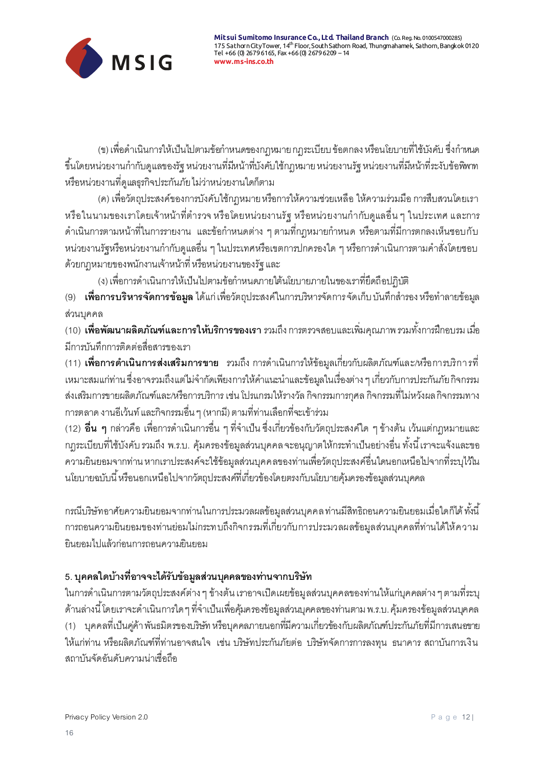(ข) เพื่อดำเนินการให้เป็นไปตามข้อกำหนดของกฎหมาย กฎระเบียบ ข้อตกลง หรือนโยบายที่ใช้บังคับ ซึ่งกำหนดขึ้นโดยหน่วยงานกำกับดูแลของรัฐ หน่วยงานที่มีหน้าที่บังคับใช้กฎหมาย หน่วยงานรัฐ หน่วยงานที่มีหน้าที่ระงับข้อพิพาท หรือหน่วยงานที่ดูแลธุรกิจประกันภัย ไม่ว่าหน่วยงานใดก็ตาม

(ค) เพื่อวัตถุประสงค์ของการบังคับใช้กฎหมาย หรือการให้ความช่วยเหลือ ให้ความร่วมมือ การสืบสวนโดยเรา หรือในนามของเราโดยเจ้าหน้าที่ตำรวจ หรือโดยหน่วยงานรัฐ หรือหน่วยงานกำกับดูแลอื่น ๆ ในประเทศ และการดำเนินการตามหน้าที่ในการรายงาน และข้อกำหนดต่าง ๆ ตามที่กฎหมายกำหนด หรือตามที่มีการตกลงเห็นชอบกับหน่วยงานรัฐหรือหน่วยงานกำกับดูแลอื่น ๆ ในประเทศหรือเขตการปกครองใด ๆ หรือการดำเนินการตามคำสั่งโดยชอบด้วยกฎหมายของพนักงานเจ้าหน้าที่ หรือหน่วยงานของรัฐ และ

(ง) เพื่อการดำเนินการให้เป็นไปตามข้อกำหนดภายใต้นโยบายภายในของเราที่ยึดถือปฏิบัติ

(9) **เพื่อการบริหารจัดการข้อมูล** ได้แก่ เพื่อวัตถุประสงค์ในการบริหารจัดการ จัดเก็บ บันทึกสำรอง หรือทำลายข้อมูลส่วนบุคคล

(10) **เพื่อพัฒนาผลิตภัณฑ์และการให้บริการของเรา** รวมถึง การตรวจสอบและเพิ่มคุณภาพ รวมทั้งการฝึกอบรม เมื่อมีการบันทึกการติดต่อสื่อสารของเรา

(11) **เพื่อการดำเนินการส่งเสริมการขาย** รวมถึง การดำเนินการให้ข้อมูลเกี่ยวกับผลิตภัณฑ์และ/หรือการบริการที่เหมาะสมแก่ท่าน ซึ่งอาจรวมถึงแต่ไม่จำกัดเพียงการให้คำแนะนำและข้อมูลในเรื่องต่าง ๆ เกี่ยวกับการประกันภัย กิจกรรมส่งเสริมการขายผลิตภัณฑ์และ/หรือการบริการ เช่น โปรแกรมให้รางวัล กิจกรรมการกุศล กิจกรรมที่ไม่หวังผล กิจกรรมทางการตลาด งานอีเว้นท์ และกิจกรรมอื่น ๆ (หากมี) ตามที่ท่านเลือกที่จะเข้าร่วม

(12) **อื่น ๆ** กล่าวคือ เพื่อการดำเนินการอื่น ๆ ที่จำเป็น ซึ่งเกี่ยวข้องกับวัตถุประสงค์ใด ๆ ข้างต้น เว้นแต่กฎหมายและกฎระเบียบที่ใช้บังคับ รวมถึง พ.ร.บ. คุ้มครองข้อมูลส่วนบุคคล จะอนุญาตให้กระทำเป็นอย่างอื่น ทั้งนี้ เราจะแจ้งและขอความยินยอมจากท่าน หากเราประสงค์จะใช้ข้อมูลส่วนบุคคลของท่านเพื่อวัตถุประสงค์อื่นใดนอกเหนือไปจากที่ระบุไว้ในนโยบายฉบับนี้ หรือนอกเหนือไปจากวัตถุประสงค์ที่เกี่ยวข้องโดยตรงกับนโยบายคุ้มครองข้อมูลส่วนบุคคล

กรณีบริษัทอาศัยความยินยอมจากท่านในการประมวลผลข้อมูลส่วนบุคคล ท่านมีสิทธิถอนความยินยอมเมื่อใดก็ได้ ทั้งนี้ การถอนความยินยอมของท่านย่อมไม่กระทบถึงกิจกรรมที่เกี่ยวกับการประมวลผลข้อมูลส่วนบุคคลที่ท่านได้ให้ความยินยอมไปแล้วก่อนการถอนความยินยอม

## 5. บุคคลใดบ้างที่อาจจะได้รับข้อมูลส่วนบุคคลของท่านจากบริษัท

ในการดำเนินการตามวัตถุประสงค์ต่าง ๆ ข้างต้น เราอาจเปิดเผยข้อมูลส่วนบุคคลของท่านให้แก่บุคคลต่าง ๆ ตามที่ระบุด้านล่างนี้ โดยเราจะดำเนินการใด ๆ ที่จำเป็นเพื่อคุ้มครองข้อมูลส่วนบุคคลของท่านตาม พ.ร.บ. คุ้มครองข้อมูลส่วนบุคคล

(1) บุคคลที่เป็นคู่ค้า พันธมิตรของบริษัท หรือบุคคลภายนอกที่มีความเกี่ยวข้องกับผลิตภัณฑ์ประกันภัยที่มีการเสนอขายให้แก่ท่าน หรือผลิตภัณฑ์ที่ท่านอาจสนใจ เช่น บริษัทประกันภัยต่อ บริษัทจัดการการลงทุน ธนาคาร สถาบันการเงิน สถาบันจัดอันดับความน่าเชื่อถือ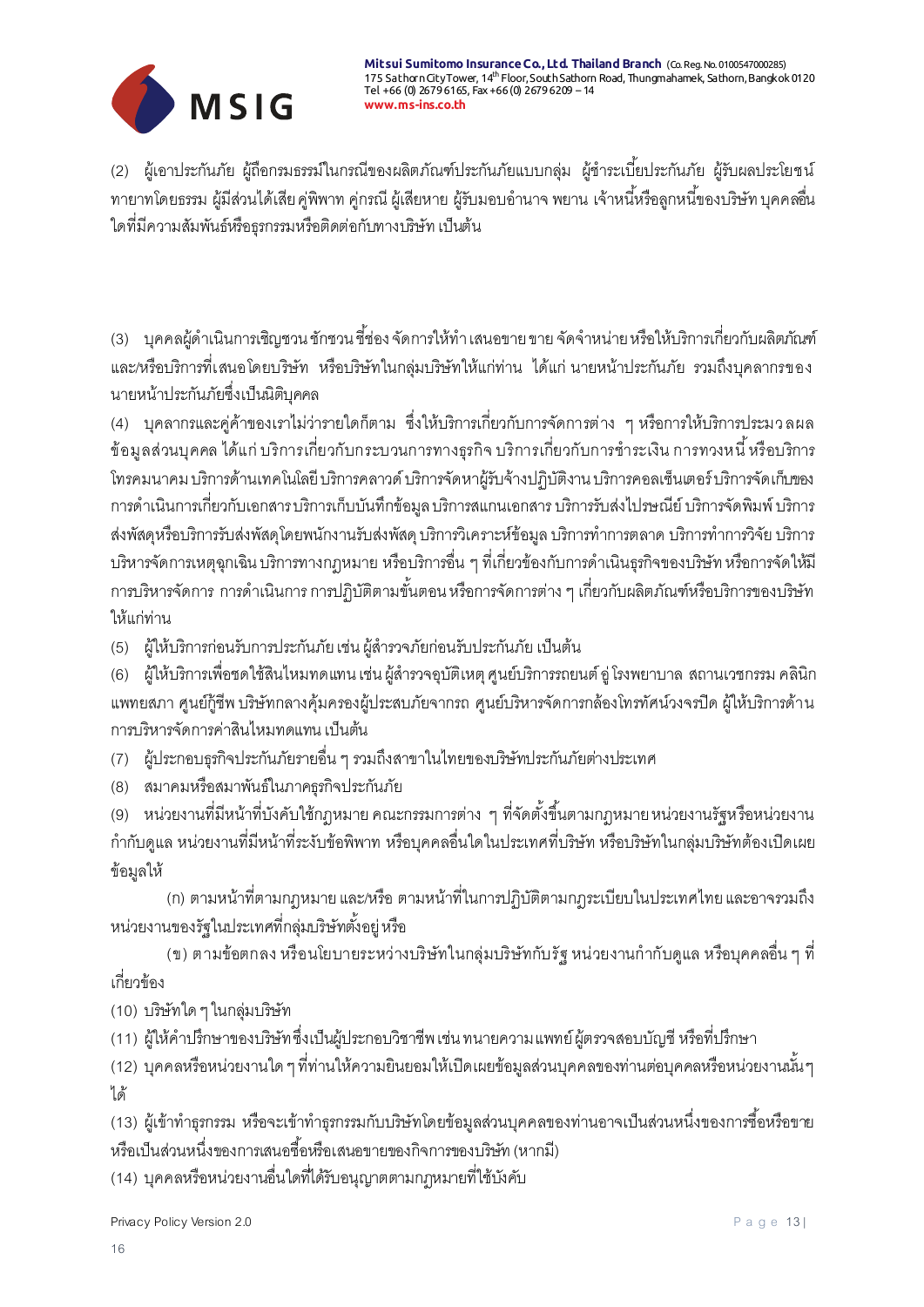(2) ผู้เอาประกันภัย ผู้ถือกรมธรรม์ในกรณีของผลิตภัณฑ์ประกันภัยแบบกลุ่ม ผู้ชำระเบี้ยประกันภัย ผู้รับผลประโยชน์ ทายาทโดยธรรม ผู้มีส่วนได้เสีย คู่พิพาท คู่กรณี ผู้เสียหาย ผู้รับมอบอำนาจ พยาน เจ้าหนี้หรือลูกหนี้ของบริษัท บุคคลอื่นใดที่มีความสัมพันธ์หรือธุรกรรมหรือติดต่อกับทางบริษัท เป็นต้น

(3) บุคคลผู้ดำเนินการเชิญชวน ชักชวน ชี้ช่อง จัดการให้ทำ เสนอขาย ขาย จัดจำหน่าย หรือให้บริการเกี่ยวกับผลิตภัณฑ์และ/หรือบริการที่เสนอโดยบริษัท หรือบริษัทในกลุ่มบริษัทให้แก่ท่าน ได้แก่ นายหน้าประกันภัย รวมถึงบุคลากรของนายหน้าประกันภัยซึ่งเป็นนิติบุคคล

(4) บุคลากรและคู่ค้าของเราไม่ว่ารายใดก็ตาม ซึ่งให้บริการเกี่ยวกับการจัดการต่าง ๆ หรือการให้บริการประมวลผลข้อมูลส่วนบุคคล ได้แก่ บริการเกี่ยวกับกระบวนการทางธุรกิจ บริการเกี่ยวกับการชำระเงิน การทวงหนี้ หรือบริการโทรคมนาคม บริการด้านเทคโนโลยี บริการคลาวด์ บริการจัดหาผู้รับจ้างปฏิบัติงาน บริการคอลเซ็นเตอร์ บริการจัดเก็บของ การดำเนินการเกี่ยวกับเอกสาร บริการเก็บบันทึกข้อมูล บริการสแกนเอกสาร บริการรับส่งไปรษณีย์ บริการจัดพิมพ์ บริการส่งพัสดุหรือบริการรับส่งพัสดุโดยพนักงานรับส่งพัสดุ บริการวิเคราะห์ข้อมูล บริการทำการตลาด บริการทำการวิจัย บริการบริหารจัดการเหตุฉุกเฉิน บริการทางกฎหมาย หรือบริการอื่น ๆ ที่เกี่ยวข้องกับการดำเนินธุรกิจของบริษัท หรือการจัดให้มีการบริหารจัดการ การดำเนินการ การปฏิบัติตามขั้นตอน หรือการจัดการต่าง ๆ เกี่ยวกับผลิตภัณฑ์หรือบริการของบริษัทให้แก่ท่าน

(5) ผู้ให้บริการก่อนรับการประกันภัย เช่น ผู้สำรวจภัยก่อนรับประกันภัย เป็นต้น

(6) ผู้ให้บริการเพื่อชดใช้สินไหมทดแทน เช่น ผู้สำรวจอุบัติเหตุ ศูนย์บริการรถยนต์ อู่ โรงพยาบาล สถานเวชกรรม คลินิก แพทยสภา ศูนย์กู้ชีพ บริษัทกลางคุ้มครองผู้ประสบภัยจากรถ ศูนย์บริหารจัดการกล้องโทรทัศน์วงจรปิด ผู้ให้บริการด้านการบริหารจัดการค่าสินไหมทดแทน เป็นต้น

(7) ผู้ประกอบธุรกิจประกันภัยรายอื่น ๆ รวมถึงสาขาในไทยของบริษัทประกันภัยต่างประเทศ

(8) สมาคมหรือสมาพันธ์ในภาคธุรกิจประกันภัย

(9) หน่วยงานที่มีหน้าที่บังคับใช้กฎหมาย คณะกรรมการต่าง ๆ ที่จัดตั้งขึ้นตามกฎหมาย หน่วยงานรัฐหรือหน่วยงานกำกับดูแล หน่วยงานที่มีหน้าที่ระงับข้อพิพาท หรือบุคคลอื่นใดในประเทศที่บริษัท หรือบริษัทในกลุ่มบริษัทต้องเปิดเผยข้อมูลให้

(ก) ตามหน้าที่ตามกฎหมาย และ/หรือ ตามหน้าที่ในการปฏิบัติตามกฎระเบียบในประเทศไทย และอาจรวมถึงหน่วยงานของรัฐในประเทศที่กลุ่มบริษัทตั้งอยู่ หรือ

(ข) ตามข้อตกลง หรือนโยบายระหว่างบริษัทในกลุ่มบริษัทกับรัฐ หน่วยงานกำกับดูแล หรือบุคคลอื่น ๆ ที่เกี่ยวข้อง

(10) บริษัทใด ๆ ในกลุ่มบริษัท

(11) ผู้ให้คำปรึกษาของบริษัทซึ่งเป็นผู้ประกอบวิชาชีพ เช่น ทนายความ แพทย์ ผู้ตรวจสอบบัญชี หรือที่ปรึกษา

(12) บุคคลหรือหน่วยงานใด ๆ ที่ท่านให้ความยินยอมให้เปิดเผยข้อมูลส่วนบุคคลของท่านต่อบุคคลหรือหน่วยงานนั้น ๆ ได้

(13) ผู้เข้าทำธุรกรรม หรือจะเข้าทำธุรกรรมกับบริษัทโดยข้อมูลส่วนบุคคลของท่านอาจเป็นส่วนหนึ่งของการซื้อหรือขาย หรือเป็นส่วนหนึ่งของการเสนอซื้อหรือเสนอขายของกิจการของบริษัท (หากมี)

(14) บุคคลหรือหน่วยงานอื่นใดที่ได้รับอนุญาตตามกฎหมายที่ใช้บังคับ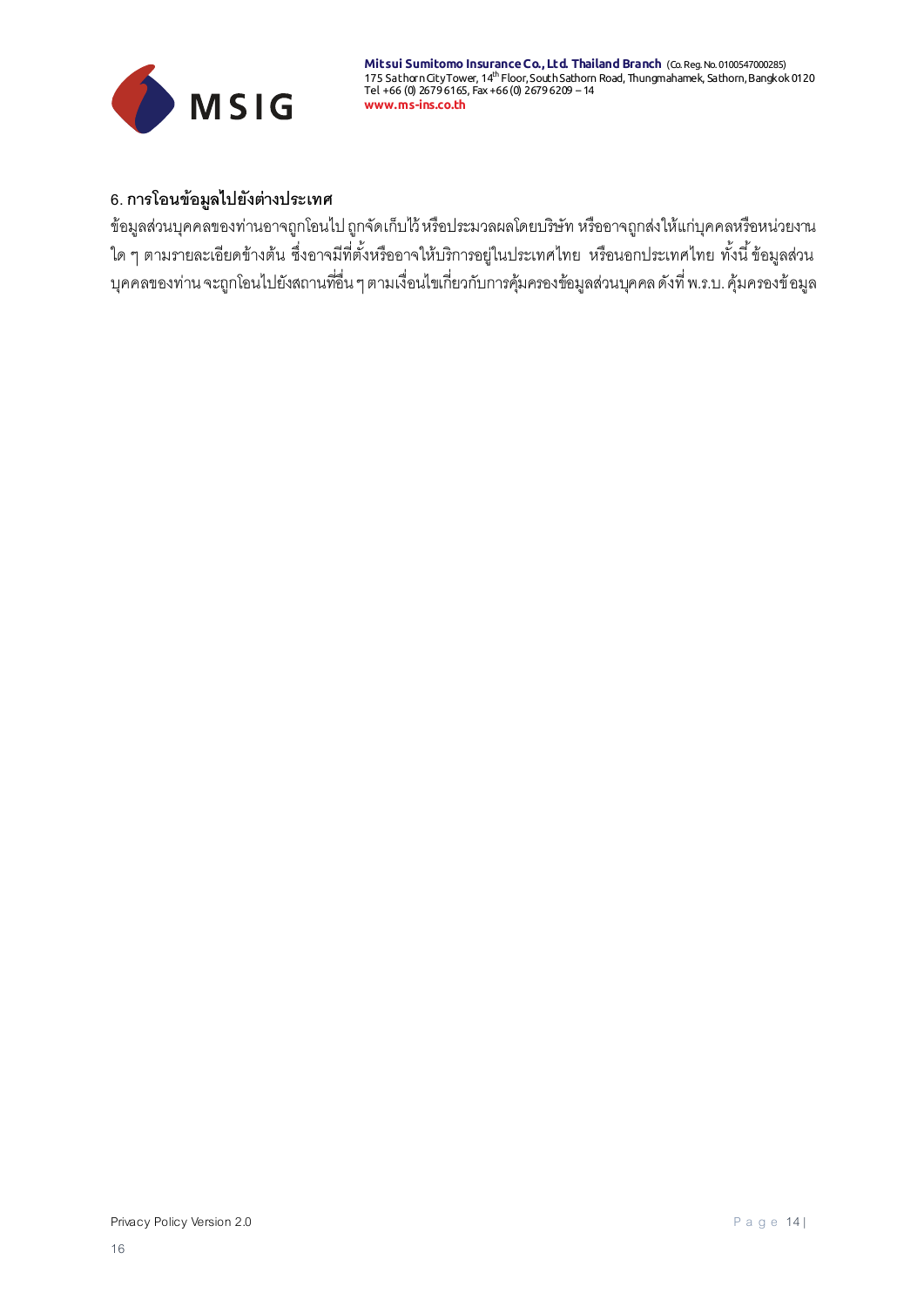## 6. การโอนข้อมูลไปยังต่างประเทศ

ข้อมูลส่วนบุคคลของท่านอาจถูกโอนไป ถูกจัดเก็บไว้ หรือประมวลผลโดยบริษัท หรืออาจถูกส่งให้แก่บุคคลหรือหน่วยงานใด ๆ ตามรายละเอียดข้างต้น ซึ่งอาจมีที่ตั้งหรืออาจให้บริการอยู่ในประเทศไทย หรือนอกประเทศไทย ทั้งนี้ ข้อมูลส่วนบุคคลของท่าน จะถูกโอนไปยังสถานที่อื่น ๆ ตามเงื่อนไขเกี่ยวกับการคุ้มครองข้อมูลส่วนบุคคล ดังที่ พ.ร.บ. คุ้มครองข้อมูล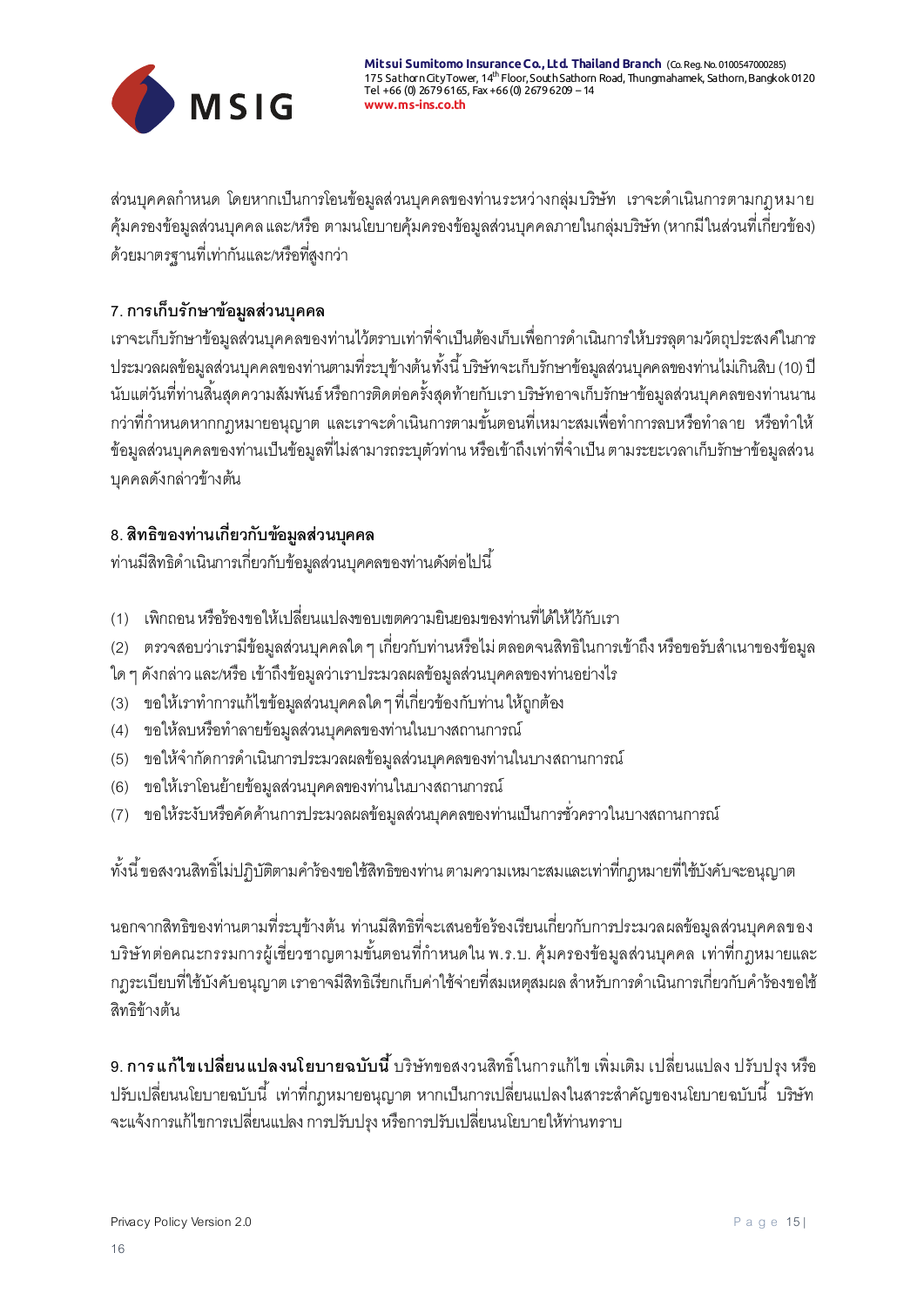ส่วนบุคคลกำหนด โดยหากเป็นการโอนข้อมูลส่วนบุคคลของท่านระหว่างกลุ่มบริษัท เราจะดำเนินการตามกฎหมายคุ้มครองข้อมูลส่วนบุคคล และ/หรือ ตามนโยบายคุ้มครองข้อมูลส่วนบุคคลภายในกลุ่มบริษัท (หากมีในส่วนที่เกี่ยวข้อง) ด้วยมาตรฐานที่เท่ากันและ/หรือที่สูงกว่า

## 7. การเก็บรักษาข้อมูลส่วนบุคคล

เราจะเก็บรักษาข้อมูลส่วนบุคคลของท่านไว้ตราบเท่าที่จำเป็นต้องเก็บเพื่อการดำเนินการให้บรรลุตามวัตถุประสงค์ในการประมวลผลข้อมูลส่วนบุคคลของท่านตามที่ระบุข้างต้นทั้งนี้ บริษัทจะเก็บรักษาข้อมูลส่วนบุคคลของท่านไม่เกินสิบ (10) ปี นับแต่วันที่ท่านสิ้นสุดความสัมพันธ์ หรือการติดต่อครั้งสุดท้ายกับเรา บริษัทอาจเก็บรักษาข้อมูลส่วนบุคคลของท่านนานกว่าที่กำหนดหากกฎหมายอนุญาต และเราจะดำเนินการตามขั้นตอนที่เหมาะสมเพื่อทำการลบหรือทำลาย หรือทำให้ข้อมูลส่วนบุคคลของท่านเป็นข้อมูลที่ไม่สามารถระบุตัวท่าน หรือเข้าถึงเท่าที่จำเป็น ตามระยะเวลาเก็บรักษาข้อมูลส่วนบุคคลดังกล่าวข้างต้น

## 8. สิทธิของท่านเกี่ยวกับข้อมูลส่วนบุคคล

ท่านมีสิทธิดำเนินการเกี่ยวกับข้อมูลส่วนบุคคลของท่านดังต่อไปนี้

(1) เพิกถอน หรือร้องขอให้เปลี่ยนแปลงขอบเขตความยินยอมของท่านที่ได้ให้ไว้กับเรา

(2) ตรวจสอบว่าเรามีข้อมูลส่วนบุคคลใด ๆ เกี่ยวกับท่านหรือไม่ ตลอดจนสิทธิในการเข้าถึง หรือขอรับสำเนาของข้อมูลใด ๆ ดังกล่าว และ/หรือ เข้าถึงข้อมูลว่าเราประมวลผลข้อมูลส่วนบุคคลของท่านอย่างไร

(3) ขอให้เราทำการแก้ไขข้อมูลส่วนบุคคลใด ๆ ที่เกี่ยวข้องกับท่าน ให้ถูกต้อง

(4) ขอให้ลบหรือทำลายข้อมูลส่วนบุคคลของท่านในบางสถานการณ์

(5) ขอให้จำกัดการดำเนินการประมวลผลข้อมูลส่วนบุคคลของท่านในบางสถานการณ์

(6) ขอให้เราโอนย้ายข้อมูลส่วนบุคคลของท่านในบางสถานการณ์

(7) ขอให้ระงับหรือคัดค้านการประมวลผลข้อมูลส่วนบุคคลของท่านเป็นการชั่วคราวในบางสถานการณ์

ทั้งนี้ ขอสงวนสิทธิ์ไม่ปฏิบัติตามคำร้องขอใช้สิทธิของท่าน ตามความเหมาะสมและเท่าที่กฎหมายที่ใช้บังคับจะอนุญาต

นอกจากสิทธิของท่านตามที่ระบุข้างต้น ท่านมีสิทธิที่จะเสนอข้อร้องเรียนเกี่ยวกับการประมวลผลข้อมูลส่วนบุคคลของบริษัทต่อคณะกรรมการผู้เชี่ยวชาญตามขั้นตอนที่กำหนดใน พ.ร.บ. คุ้มครองข้อมูลส่วนบุคคล เท่าที่กฎหมายและกฎระเบียบที่ใช้บังคับอนุญาต เราอาจมีสิทธิเรียกเก็บค่าใช้จ่ายที่สมเหตุสมผล สำหรับการดำเนินการเกี่ยวกับคำร้องขอใช้สิทธิข้างต้น

**9. การแก้ไขเปลี่ยนแปลงนโยบายฉบับนี้** บริษัทขอสงวนสิทธิ์ในการแก้ไข เพิ่มเติม เปลี่ยนแปลง ปรับปรุง หรือปรับเปลี่ยนนโยบายฉบับนี้ เท่าที่กฎหมายอนุญาต หากเป็นการเปลี่ยนแปลงในสาระสำคัญของนโยบายฉบับนี้ บริษัทจะแจ้งการแก้ไขการเปลี่ยนแปลง การปรับปรุง หรือการปรับเปลี่ยนนโยบายให้ท่านทราบ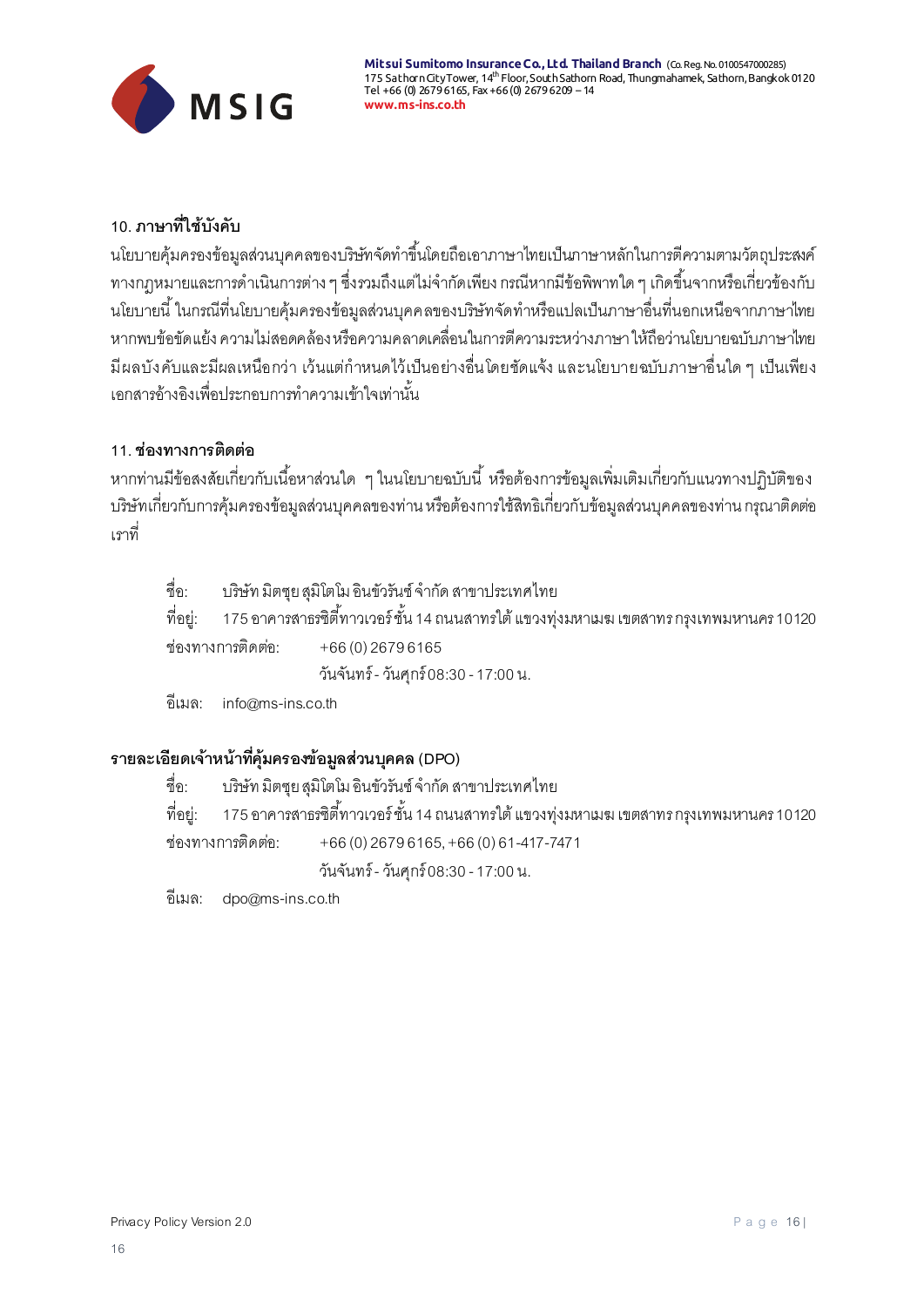## 10. ภาษาที่ใช้บังคับ

นโยบายคุ้มครองข้อมูลส่วนบุคคลของบริษัทจัดทำขึ้นโดยถือเอาภาษาไทยเป็นภาษาหลักในการตีความตามวัตถุประสงค์ทางกฎหมายและการดำเนินการต่าง ๆ ซึ่งรวมถึงแต่ไม่จำกัดเพียง กรณีหากมีข้อพิพาทใด ๆ เกิดขึ้นจากหรือเกี่ยวข้องกับนโยบายนี้ ในกรณีที่นโยบายคุ้มครองข้อมูลส่วนบุคคลของบริษัทจัดทำหรือแปลเป็นภาษาอื่นที่นอกเหนือจากภาษาไทย หากพบข้อขัดแย้ง ความไม่สอดคล้อง หรือความคลาดเคลื่อนในการตีความระหว่างภาษา ให้ถือว่านโยบายฉบับภาษาไทยมีผลบังคับและมีผลเหนือกว่า เว้นแต่กำหนดไว้เป็นอย่างอื่นโดยชัดแจ้ง และนโยบายฉบับภาษาอื่นใด ๆ เป็นเพียงเอกสารอ้างอิงเพื่อประกอบการทำความเข้าใจเท่านั้น

## 11. ช่องทางการติดต่อ

หากท่านมีข้อสงสัยเกี่ยวกับเนื้อหาส่วนใด ๆ ในนโยบายฉบับนี้ หรือต้องการข้อมูลเพิ่มเติมเกี่ยวกับแนวทางปฏิบัติของบริษัทเกี่ยวกับการคุ้มครองข้อมูลส่วนบุคคลของท่าน หรือต้องการใช้สิทธิเกี่ยวกับข้อมูลส่วนบุคคลของท่าน กรุณาติดต่อเราที่

ชื่อ: บริษัท มิตซุย สุมิโตโม อินชัวรันซ์ จำกัด สาขาประเทศไทย
ที่อยู่: 175 อาคารสาธรซิตี้ทาวเวอร์ ชั้น 14 ถนนสาทรใต้ แขวงทุ่งมหาเมฆ เขตสาทร กรุงเทพมหานคร 10120
ช่องทางการติดต่อ: +66 (0) 2679 6165
วันจันทร์ - วันศุกร์ 08:30 - 17:00 น.
อีเมล: info@ms-ins.co.th

## รายละเอียดเจ้าหน้าที่คุ้มครองข้อมูลส่วนบุคคล (DPO)

ชื่อ: บริษัท มิตซุย สุมิโตโม อินชัวรันซ์ จำกัด สาขาประเทศไทย
ที่อยู่: 175 อาคารสาธรซิตี้ทาวเวอร์ ชั้น 14 ถนนสาทรใต้ แขวงทุ่งมหาเมฆ เขตสาทร กรุงเทพมหานคร 10120
ช่องทางการติดต่อ: +66 (0) 2679 6165, +66 (0) 61-417-7471
วันจันทร์ - วันศุกร์ 08:30 - 17:00 น.
อีเมล: dpo@ms-ins.co.th